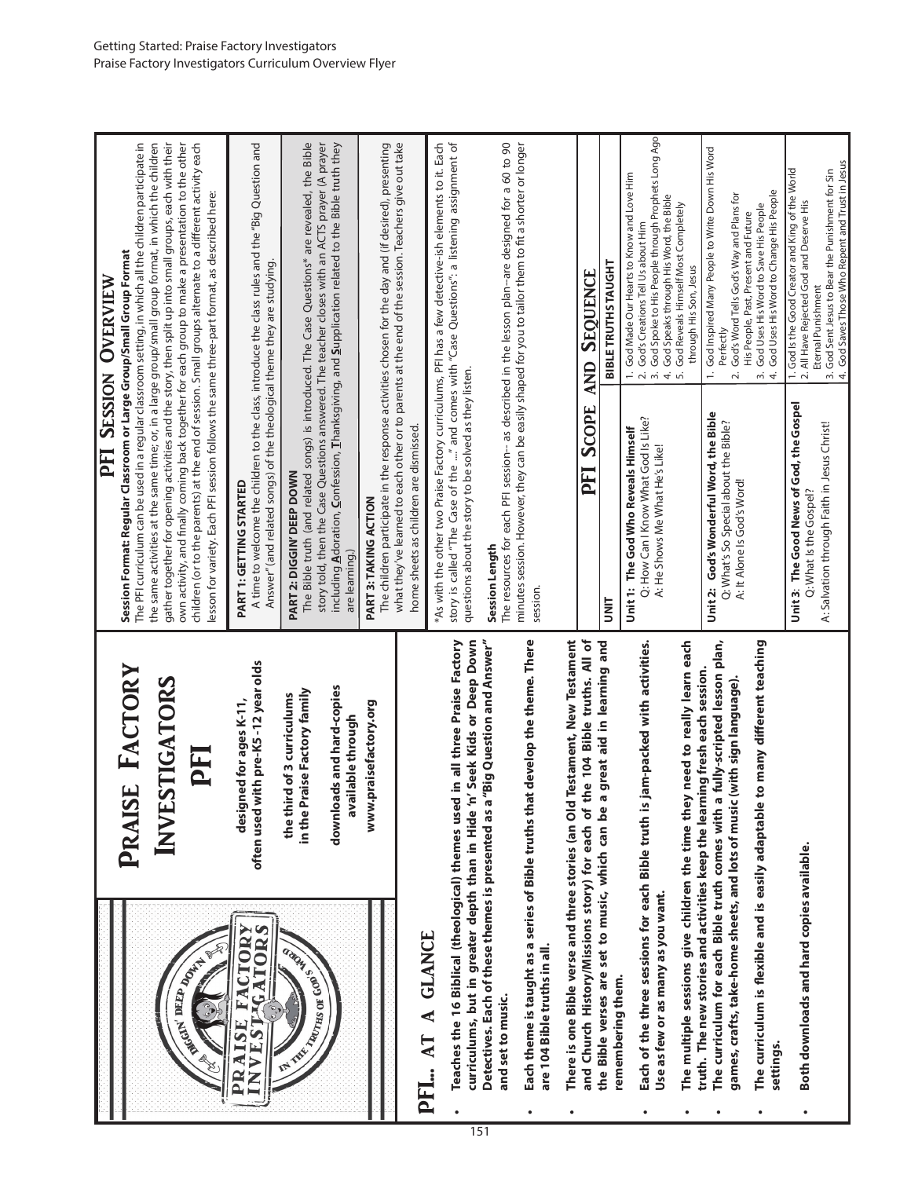Getting Started: Praise Factory Investigators
Praise Factory Investigators Curriculum Overview Flyer

# Praise Factory Investigators

# PFI

designed for ages K-11,
often used with pre-K5 -12 year olds

the third of 3 curriculums
in the Praise Factory family

downloads and hard-copies
available through
www.praisefactory.org

## PFI... At A Glance

- Teaches the 16 Biblical (theological) themes used in all three Praise Factory curriculums, but in greater depth than in Hide 'n' Seek Kids or Deep Down Detectives. Each of these themes is presented as a "Big Question and Answer" and set to music.
- Each theme is taught as a series of Bible truths that develop the theme. There are 104 Bible truths in all.
- There is one Bible verse and three stories (an Old Testament, New Testament and Church History/Missions story) for each of the 104 Bible truths. All of the Bible verses are set to music, which can be a great aid in learning and remembering them.
- Each of the three sessions for each Bible truth is jam-packed with activities. Use as few or as many as you want.
- The multiple sessions give children the time they need to really learn each truth. The new stories and activities keep the learning fresh each session.
- The curriculum for each Bible truth comes with a fully-scripted lesson plan, games, crafts, take-home sheets, and lots of music (with sign language).
- The curriculum is flexible and is easily adaptable to many different teaching settings.
- Both downloads and hard copies available.

## PFI Session Overview

**Session Format: Regular Classroom or Large Group/Small Group Format**
The PFI curriculum can be used in a regular classroom setting, in which all the children participate in the same activities at the same time; or, in a large group/small group format, in which the children gather together for opening activities and the story, then split up into small groups, each with their own activity, and finally coming back together for each group to make a presentation to the other children (or to the parents) at the end of session. Small groups alternate to a different activity each lesson for variety. Each PFI session follows the same three-part format, as described here:

**PART 1: GETTING STARTED**
A time to welcome the children to the class, introduce the class rules and the "Big Question and Answer" (and related songs) of the theological theme they are studying.

**PART 2: DIGGIN' DEEP DOWN**
The Bible truth (and related songs) is introduced. The Case Questions* are revealed, the Bible story told, then the Case Questions answered. The teacher closes with an ACTS prayer (A prayer including **A**doration, **C**onfession, **T**hanksgiving, and **S**upplication related to the Bible truth they are learning.)

**PART 3: TAKING ACTION**
The children participate in the response activities chosen for the day and (if desired), presenting what they've learned to each other or to parents at the end of the session. Teachers give out take home sheets as children are dismissed.

*As with the other two Praise Factory curriculums, PFI has a few detective-ish elements to it. Each story is called "The Case of the ...." and comes with "Case Questions": a listening assignment of questions about the story to be solved as they listen.

**Session Length**
The resources for each PFI session-- as described in the lesson plan--are designed for a 60 to 90 minutes session. However, they can be easily shaped for you to tailor them to fit a shorter or longer session.

## PFI Scope and Sequence

| UNIT | BIBLE TRUTHS TAUGHT |
|---|---|
| **Unit 1: The God Who Reveals Himself**<br>Q: How Can I Know What God Is Like?<br>A: He Shows Me What He's Like! | 1. God Made Our Hearts to Know and Love Him<br>2. God's Creations Tell Us about Him<br>3. God Spoke to His People through Prophets Long Ago<br>4. God Speaks through His Word, the Bible<br>5. God Reveals Himself Most Completely through His Son, Jesus |
| **Unit 2: God's Wonderful Word, the Bible**<br>Q: What's So Special about the Bible?<br>A: It Alone Is God's Word! | 1. God Inspired Many People to Write Down His Word Perfectly<br>2. God's Word Tells God's Way and Plans for His People, Past, Present and Future<br>3. God Uses His Word to Save His People<br>4. God Uses His Word to Change His People |
| **Unit 3: The Good News of God, the Gospel**<br>Q: What Is the Gospel?<br>A: Salvation through Faith in Jesus Christ! | 1. God Is the Good Creator and King of the World<br>2. All Have Rejected God and Deserve His Eternal Punishment<br>3. God Sent Jesus to Bear the Punishment for Sin<br>4. God Saves Those Who Repent and Trust in Jesus |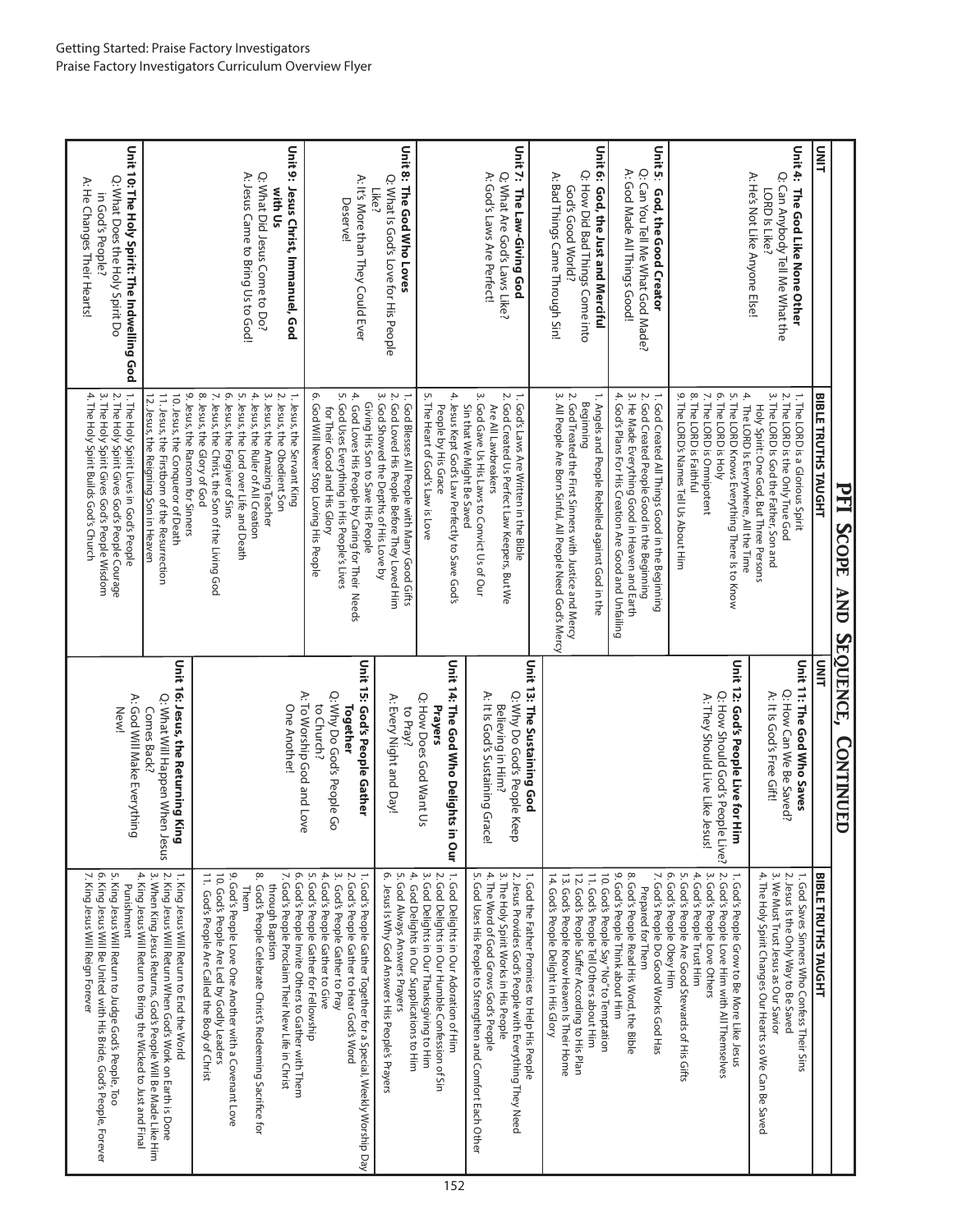Getting Started: Praise Factory Investigators
Praise Factory Investigators Curriculum Overview Flyer

# PFI Scope and Sequence, Continued

| UNIT | BIBLE TRUTHS TAUGHT |
|---|---|
| **Unit 4: The God Like None Other**<br>Q: Can Anybody Tell Me What the LORD Is Like?<br>A: He's Not Like Anyone Else! | 1. The LORD is a Glorious Spirit<br>2. The LORD is the Only True God<br>3. The LORD is God the Father, Son and Holy Spirit: One God, But Three Persons<br>4. The LORD is Everywhere, All the Time<br>5. The LORD Knows Everything There Is to Know<br>6. The LORD is Holy<br>7. The LORD is Omnipotent<br>8. The LORD is Faithful<br>9. The LORD's Names Tell Us About Him |
| **Unit 5: God, the Good Creator**<br>Q: Can You Tell Me What God Made?<br>A: God Made All Things Good! | 1. God Created All Things Good in the Beginning<br>2. God Created People Good in the Beginning<br>3. He Made Everything Good in Heaven and Earth<br>4. God's Plans For His Creation Are Good and Unfailing |
| **Unit 6: God, the Just and Merciful**<br>Q: How Did Bad Things Come into God's Good World?<br>A: Bad Things Came Through Sin! | 1. Angels and People Rebelled against God in the Beginning<br>2. God Treated the First Sinners with Justice and Mercy<br>3. All People Are Born Sinful, All People Need God's Mercy |
| **Unit 7: The Law-Giving God**<br>Q: What Are God's Laws Like?<br>A: God's Laws Are Perfect! | 1. God's Laws Are Written in the Bible<br>2. God Created Us Perfect Law Keepers, But We Are All Lawbreakers<br>3. God Gave Us His Laws to Convict Us of Our Sin that We Might Be Saved<br>4. Jesus Kept God's Law Perfectly to Save God's People by His Grace<br>5. The Heart of God's Law is Love |
| **Unit 8: The God Who Loves**<br>Q: What Is God's Love for His People Like?<br>A: It's More than They Could Ever Deserve! | 1. God Blesses All People with Many Good Gifts<br>2. God Loved His People Before They Loved Him<br>3. God Showed the Depths of His Love by Giving His Son to Save His People<br>4. God Loves His People by Caring for Their Needs<br>5. God Uses Everything in His People's Lives for Their Good and His Glory<br>6. God Will Never Stop Loving His People |
| **Unit 9: Jesus Christ, Immanuel, God with Us**<br>Q: What Did Jesus Come to Do?<br>A: Jesus Came to Bring Us to God! | 1. Jesus, the Servant King<br>2. Jesus, the Obedient Son<br>3. Jesus, the Amazing Teacher<br>4. Jesus, the Ruler of All Creation<br>5. Jesus, the Lord over Life and Death<br>6. Jesus, the Forgiver of Sins<br>7. Jesus, the Christ, the Son of the Living God<br>8. Jesus, the Glory of God<br>9. Jesus, the Ransom for Sinners<br>10. Jesus, the Conqueror of Death<br>11. Jesus, the Firstborn of the Resurrection<br>12. Jesus, the Reigning Son in Heaven |
| **Unit 10: The Holy Spirit: The Indwelling God**<br>Q: What Does the Holy Spirit Do in God's People?<br>A: He Changes Their Hearts! | 1. The Holy Spirit Lives in God's People<br>2. The Holy Spirit Gives God's People Courage<br>3. The Holy Spirit Gives God's People Wisdom<br>4. The Holy Spirit Builds God's Church |

| UNIT | BIBLE TRUTHS TAUGHT |
|---|---|
| **Unit 11: The God Who Saves**<br>Q: How Can We Be Saved?<br>A: It Is God's Free Gift! | 1. God Saves Sinners Who Confess Their Sins<br>2. Jesus Is the Only Way to Be Saved<br>3. We Must Trust Jesus as Our Savior<br>4. The Holy Spirit Changes Our Hearts so We Can Be Saved |
| **Unit 12: God's People Live for Him**<br>Q: How Should God's People Live?<br>A: They Should Live Like Jesus! | 1. God's People Grow to Be More Like Jesus<br>2. God's People Love Him with All Themselves<br>3. God's People Love Others<br>4. God's People Trust Him<br>5. God's People Are Good Stewards of His Gifts<br>6. God's People Obey Him<br>7. God's People Do Good Works God Has Prepared for Them<br>8. God's People Read His Word, the Bible<br>9. God's People Think about Him<br>10. God's People Say "No" to Temptation<br>11. God's People Tell Others about Him<br>12. God's People Suffer According to His Plan<br>13. God's People Know Heaven Is Their Home<br>14. God's People Delight in His Glory |
| **Unit 13: The Sustaining God**<br>Q: Why Do God's People Keep Believing in Him?<br>A: It Is God's Sustaining Grace! | 1. God the Father Promises to Help His People<br>2. Jesus Provides God's People with Everything They Need<br>3. The Holy Spirit Works in His People<br>4. The Word of God Grows God's People<br>5. God Uses His People to Strengthen and Comfort Each Other |
| **Unit 14: The God Who Delights in Our Prayers**<br>Q: How Does God Want Us to Pray?<br>A: Every Night and Day! | 1. God Delights in Our Adoration of Him<br>2. God Delights in Our Humble Confession of Sin<br>3. God Delights in Our Thanksgiving to Him<br>4. God Delights in Our Supplications to Him<br>5. God Always Answers Prayers<br>6. Jesus Is Why God Answers His People's Prayers |
| **Unit 15: God's People Gather Together**<br>Q: Why Do God's People Go to Church?<br>A: To Worship God and Love One Another! | 1. God's People Gather Together for a Special, Weekly Worship Day<br>2. God's People Gather to Hear God's Word<br>3. God's People Gather to Pray<br>4. God's People Gather to Give<br>5. God's People Gather for Fellowship<br>6. God's People Invite Others to Gather with Them<br>7. God's People Proclaim Their New Life in Christ through Baptism<br>8. God's People Celebrate Christ's Redeeming Sacrifice for Them<br>9. God's People Love One Another with a Covenant Love<br>10. God's People Are Led by Godly Leaders<br>11. God's People Are Called the Body of Christ |
| **Unit 16: Jesus, the Returning King**<br>Q: What Will Happen When Jesus Comes Back?<br>A: God Will Make Everything New! | 1. King Jesus Will Return to End the World<br>2. King Jesus Will Return When God's Work on Earth is Done<br>3. When King Jesus Returns, God's People Will Be Made Like Him<br>4. King Jesus Will Return to Bring the Wicked to Just and Final Punishment<br>5. King Jesus Will Return to Judge God's People, Too<br>6. King Jesus Will Be United with His Bride, God's People, Forever<br>7. King Jesus Will Reign Forever |